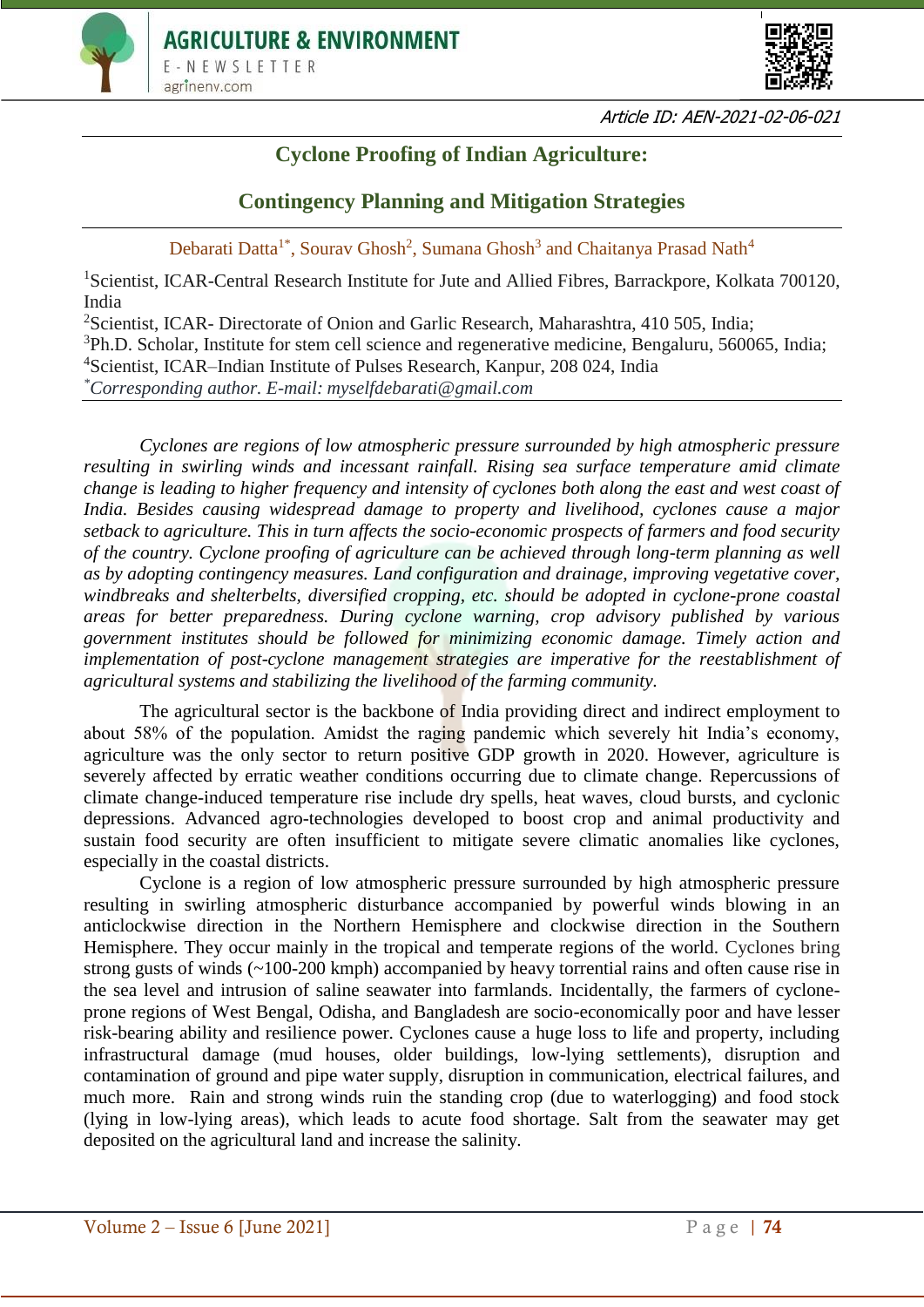Article ID: AEN-2021-02-06-021

# Cyclone Proofing of Indian Agriculture:

# Contingency Planning and Mitigation Strategies

Debarati Datta[1*], Sourav Ghosh[2], Sumana Ghosh[3] and Chaitanya Prasad Nath[4]

[1]Scientist, ICAR-Central Research Institute for Jute and Allied Fibres, Barrackpore, Kolkata 700120, India
[2]Scientist, ICAR- Directorate of Onion and Garlic Research, Maharashtra, 410 505, India;
[3]Ph.D. Scholar, Institute for stem cell science and regenerative medicine, Bengaluru, 560065, India;
[4]Scientist, ICAR–Indian Institute of Pulses Research, Kanpur, 208 024, India
*Corresponding author. E-mail: myselfdebarati@gmail.com*

*Cyclones are regions of low atmospheric pressure surrounded by high atmospheric pressure resulting in swirling winds and incessant rainfall. Rising sea surface temperature amid climate change is leading to higher frequency and intensity of cyclones both along the east and west coast of India. Besides causing widespread damage to property and livelihood, cyclones cause a major setback to agriculture. This in turn affects the socio-economic prospects of farmers and food security of the country. Cyclone proofing of agriculture can be achieved through long-term planning as well as by adopting contingency measures. Land configuration and drainage, improving vegetative cover, windbreaks and shelterbelts, diversified cropping, etc. should be adopted in cyclone-prone coastal areas for better preparedness. During cyclone warning, crop advisory published by various government institutes should be followed for minimizing economic damage. Timely action and implementation of post-cyclone management strategies are imperative for the reestablishment of agricultural systems and stabilizing the livelihood of the farming community.*

The agricultural sector is the backbone of India providing direct and indirect employment to about 58% of the population. Amidst the raging pandemic which severely hit India's economy, agriculture was the only sector to return positive GDP growth in 2020. However, agriculture is severely affected by erratic weather conditions occurring due to climate change. Repercussions of climate change-induced temperature rise include dry spells, heat waves, cloud bursts, and cyclonic depressions. Advanced agro-technologies developed to boost crop and animal productivity and sustain food security are often insufficient to mitigate severe climatic anomalies like cyclones, especially in the coastal districts.

Cyclone is a region of low atmospheric pressure surrounded by high atmospheric pressure resulting in swirling atmospheric disturbance accompanied by powerful winds blowing in an anticlockwise direction in the Northern Hemisphere and clockwise direction in the Southern Hemisphere. They occur mainly in the tropical and temperate regions of the world. Cyclones bring strong gusts of winds (~100-200 kmph) accompanied by heavy torrential rains and often cause rise in the sea level and intrusion of saline seawater into farmlands. Incidentally, the farmers of cyclone-prone regions of West Bengal, Odisha, and Bangladesh are socio-economically poor and have lesser risk-bearing ability and resilience power. Cyclones cause a huge loss to life and property, including infrastructural damage (mud houses, older buildings, low-lying settlements), disruption and contamination of ground and pipe water supply, disruption in communication, electrical failures, and much more. Rain and strong winds ruin the standing crop (due to waterlogging) and food stock (lying in low-lying areas), which leads to acute food shortage. Salt from the seawater may get deposited on the agricultural land and increase the salinity.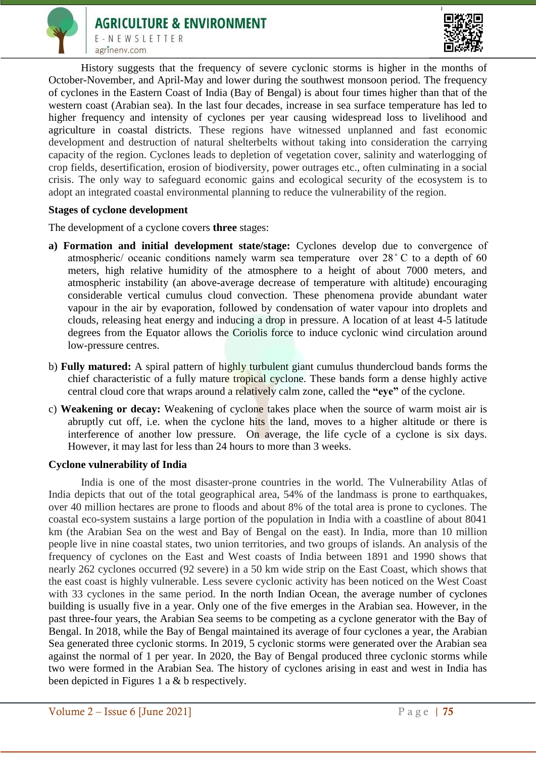History suggests that the frequency of severe cyclonic storms is higher in the months of October-November, and April-May and lower during the southwest monsoon period. The frequency of cyclones in the Eastern Coast of India (Bay of Bengal) is about four times higher than that of the western coast (Arabian sea). In the last four decades, increase in sea surface temperature has led to higher frequency and intensity of cyclones per year causing widespread loss to livelihood and agriculture in coastal districts. These regions have witnessed unplanned and fast economic development and destruction of natural shelterbelts without taking into consideration the carrying capacity of the region. Cyclones leads to depletion of vegetation cover, salinity and waterlogging of crop fields, desertification, erosion of biodiversity, power outrages etc., often culminating in a social crisis. The only way to safeguard economic gains and ecological security of the ecosystem is to adopt an integrated coastal environmental planning to reduce the vulnerability of the region.

**Stages of cyclone development**

The development of a cyclone covers **three** stages:

a) **Formation and initial development state/stage:** Cyclones develop due to convergence of atmospheric/ oceanic conditions namely warm sea temperature over 28$^\circ$ C to a depth of 60 meters, high relative humidity of the atmosphere to a height of about 7000 meters, and atmospheric instability (an above-average decrease of temperature with altitude) encouraging considerable vertical cumulus cloud convection. These phenomena provide abundant water vapour in the air by evaporation, followed by condensation of water vapour into droplets and clouds, releasing heat energy and inducing a drop in pressure. A location of at least 4-5 latitude degrees from the Equator allows the Coriolis force to induce cyclonic wind circulation around low-pressure centres.

b) **Fully matured:** A spiral pattern of highly turbulent giant cumulus thundercloud bands forms the chief characteristic of a fully mature tropical cyclone. These bands form a dense highly active central cloud core that wraps around a relatively calm zone, called the **"eye"** of the cyclone.

c) **Weakening or decay:** Weakening of cyclone takes place when the source of warm moist air is abruptly cut off, i.e. when the cyclone hits the land, moves to a higher altitude or there is interference of another low pressure. On average, the life cycle of a cyclone is six days. However, it may last for less than 24 hours to more than 3 weeks.

**Cyclone vulnerability of India**

India is one of the most disaster-prone countries in the world. The Vulnerability Atlas of India depicts that out of the total geographical area, 54% of the landmass is prone to earthquakes, over 40 million hectares are prone to floods and about 8% of the total area is prone to cyclones. The coastal eco-system sustains a large portion of the population in India with a coastline of about 8041 km (the Arabian Sea on the west and Bay of Bengal on the east). In India, more than 10 million people live in nine coastal states, two union territories, and two groups of islands. An analysis of the frequency of cyclones on the East and West coasts of India between 1891 and 1990 shows that nearly 262 cyclones occurred (92 severe) in a 50 km wide strip on the East Coast, which shows that the east coast is highly vulnerable. Less severe cyclonic activity has been noticed on the West Coast with 33 cyclones in the same period. In the north Indian Ocean, the average number of cyclones building is usually five in a year. Only one of the five emerges in the Arabian sea. However, in the past three-four years, the Arabian Sea seems to be competing as a cyclone generator with the Bay of Bengal. In 2018, while the Bay of Bengal maintained its average of four cyclones a year, the Arabian Sea generated three cyclonic storms. In 2019, 5 cyclonic storms were generated over the Arabian sea against the normal of 1 per year. In 2020, the Bay of Bengal produced three cyclonic storms while two were formed in the Arabian Sea. The history of cyclones arising in east and west in India has been depicted in Figures 1 a & b respectively.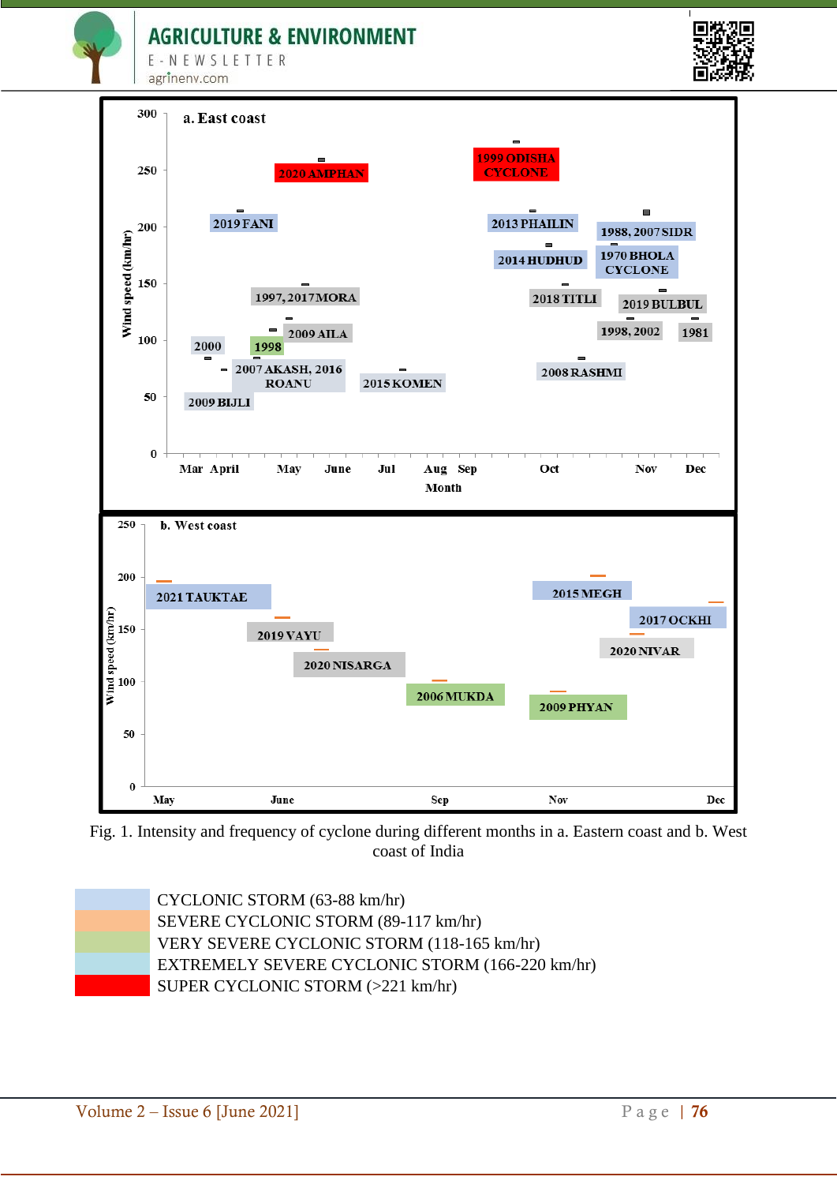Fig. 1. Intensity and frequency of cyclone during different months in a. Eastern coast and b. West coast of India

- CYCLONIC STORM (63-88 km/hr)
- SEVERE CYCLONIC STORM (89-117 km/hr)
- VERY SEVERE CYCLONIC STORM (118-165 km/hr)
- EXTREMELY SEVERE CYCLONIC STORM (166-220 km/hr)
- SUPER CYCLONIC STORM (>221 km/hr)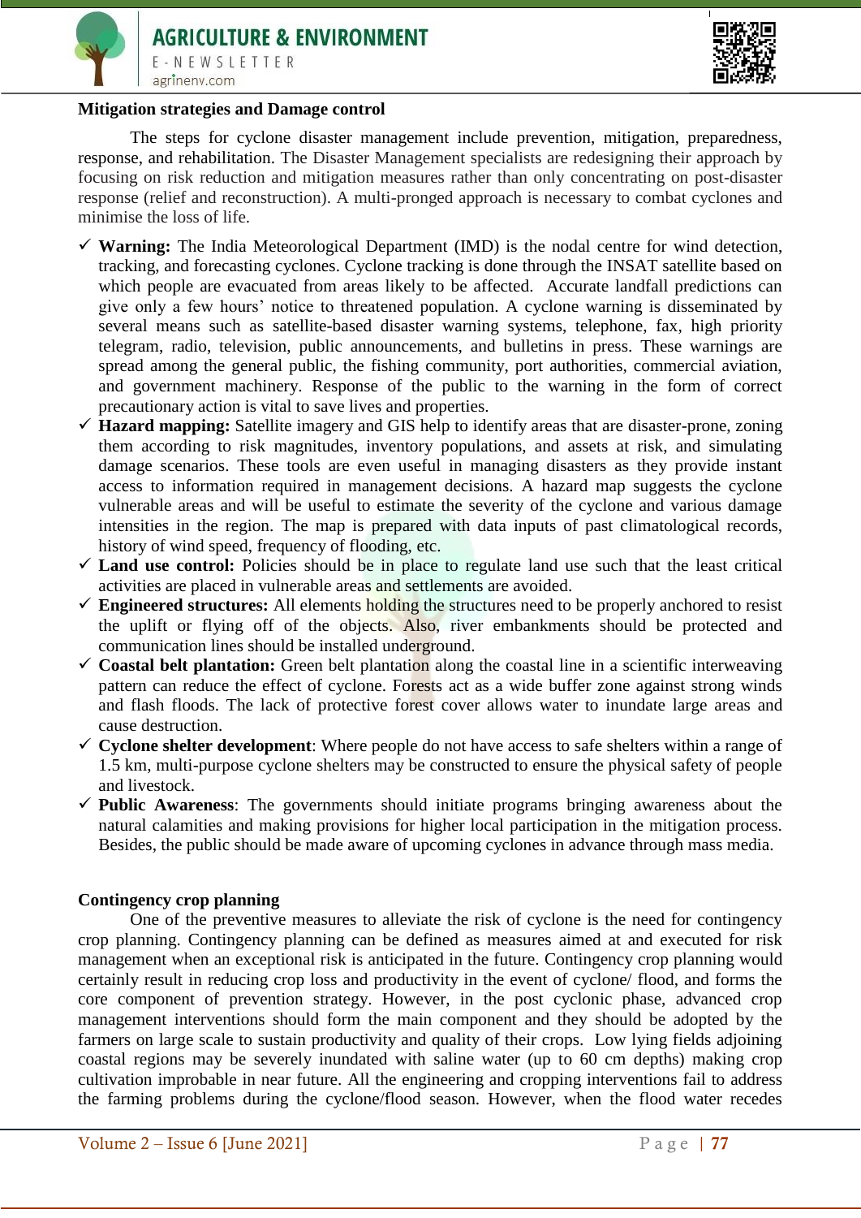**Mitigation strategies and Damage control**

The steps for cyclone disaster management include prevention, mitigation, preparedness, response, and rehabilitation. The Disaster Management specialists are redesigning their approach by focusing on risk reduction and mitigation measures rather than only concentrating on post-disaster response (relief and reconstruction). A multi-pronged approach is necessary to combat cyclones and minimise the loss of life.

- **Warning:** The India Meteorological Department (IMD) is the nodal centre for wind detection, tracking, and forecasting cyclones. Cyclone tracking is done through the INSAT satellite based on which people are evacuated from areas likely to be affected. Accurate landfall predictions can give only a few hours' notice to threatened population. A cyclone warning is disseminated by several means such as satellite-based disaster warning systems, telephone, fax, high priority telegram, radio, television, public announcements, and bulletins in press. These warnings are spread among the general public, the fishing community, port authorities, commercial aviation, and government machinery. Response of the public to the warning in the form of correct precautionary action is vital to save lives and properties.
- **Hazard mapping:** Satellite imagery and GIS help to identify areas that are disaster-prone, zoning them according to risk magnitudes, inventory populations, and assets at risk, and simulating damage scenarios. These tools are even useful in managing disasters as they provide instant access to information required in management decisions. A hazard map suggests the cyclone vulnerable areas and will be useful to estimate the severity of the cyclone and various damage intensities in the region. The map is prepared with data inputs of past climatological records, history of wind speed, frequency of flooding, etc.
- **Land use control:** Policies should be in place to regulate land use such that the least critical activities are placed in vulnerable areas and settlements are avoided.
- **Engineered structures:** All elements holding the structures need to be properly anchored to resist the uplift or flying off of the objects. Also, river embankments should be protected and communication lines should be installed underground.
- **Coastal belt plantation:** Green belt plantation along the coastal line in a scientific interweaving pattern can reduce the effect of cyclone. Forests act as a wide buffer zone against strong winds and flash floods. The lack of protective forest cover allows water to inundate large areas and cause destruction.
- **Cyclone shelter development**: Where people do not have access to safe shelters within a range of 1.5 km, multi-purpose cyclone shelters may be constructed to ensure the physical safety of people and livestock.
- **Public Awareness**: The governments should initiate programs bringing awareness about the natural calamities and making provisions for higher local participation in the mitigation process. Besides, the public should be made aware of upcoming cyclones in advance through mass media.

**Contingency crop planning**

One of the preventive measures to alleviate the risk of cyclone is the need for contingency crop planning. Contingency planning can be defined as measures aimed at and executed for risk management when an exceptional risk is anticipated in the future. Contingency crop planning would certainly result in reducing crop loss and productivity in the event of cyclone/ flood, and forms the core component of prevention strategy. However, in the post cyclonic phase, advanced crop management interventions should form the main component and they should be adopted by the farmers on large scale to sustain productivity and quality of their crops. Low lying fields adjoining coastal regions may be severely inundated with saline water (up to 60 cm depths) making crop cultivation improbable in near future. All the engineering and cropping interventions fail to address the farming problems during the cyclone/flood season. However, when the flood water recedes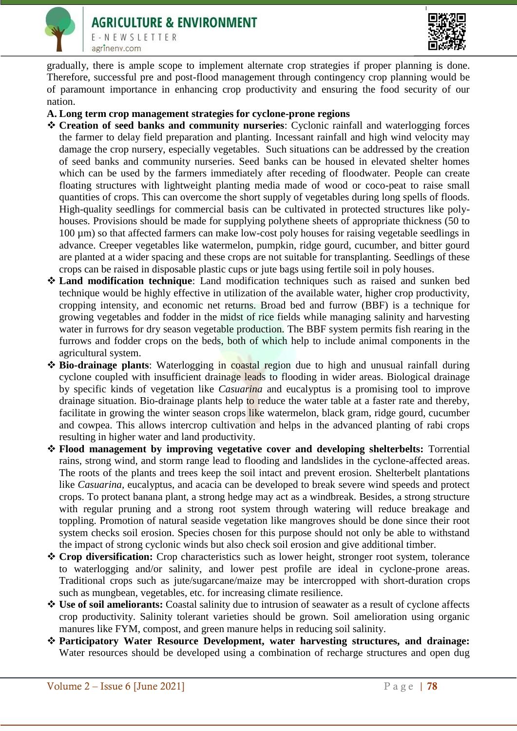gradually, there is ample scope to implement alternate crop strategies if proper planning is done. Therefore, successful pre and post-flood management through contingency crop planning would be of paramount importance in enhancing crop productivity and ensuring the food security of our nation.

**A. Long term crop management strategies for cyclone-prone regions**

- **Creation of seed banks and community nurseries**: Cyclonic rainfall and waterlogging forces the farmer to delay field preparation and planting. Incessant rainfall and high wind velocity may damage the crop nursery, especially vegetables. Such situations can be addressed by the creation of seed banks and community nurseries. Seed banks can be housed in elevated shelter homes which can be used by the farmers immediately after receding of floodwater. People can create floating structures with lightweight planting media made of wood or coco-peat to raise small quantities of crops. This can overcome the short supply of vegetables during long spells of floods. High-quality seedlings for commercial basis can be cultivated in protected structures like poly-houses. Provisions should be made for supplying polythene sheets of appropriate thickness (50 to 100 µm) so that affected farmers can make low-cost poly houses for raising vegetable seedlings in advance. Creeper vegetables like watermelon, pumpkin, ridge gourd, cucumber, and bitter gourd are planted at a wider spacing and these crops are not suitable for transplanting. Seedlings of these crops can be raised in disposable plastic cups or jute bags using fertile soil in poly houses.
- **Land modification technique**: Land modification techniques such as raised and sunken bed technique would be highly effective in utilization of the available water, higher crop productivity, cropping intensity, and economic net returns. Broad bed and furrow (BBF) is a technique for growing vegetables and fodder in the midst of rice fields while managing salinity and harvesting water in furrows for dry season vegetable production. The BBF system permits fish rearing in the furrows and fodder crops on the beds, both of which help to include animal components in the agricultural system.
- **Bio-drainage plants**: Waterlogging in coastal region due to high and unusual rainfall during cyclone coupled with insufficient drainage leads to flooding in wider areas. Biological drainage by specific kinds of vegetation like *Casuarina* and eucalyptus is a promising tool to improve drainage situation. Bio-drainage plants help to reduce the water table at a faster rate and thereby, facilitate in growing the winter season crops like watermelon, black gram, ridge gourd, cucumber and cowpea. This allows intercrop cultivation and helps in the advanced planting of rabi crops resulting in higher water and land productivity.
- **Flood management by improving vegetative cover and developing shelterbelts:** Torrential rains, strong wind, and storm range lead to flooding and landslides in the cyclone-affected areas. The roots of the plants and trees keep the soil intact and prevent erosion. Shelterbelt plantations like *Casuarina*, eucalyptus, and acacia can be developed to break severe wind speeds and protect crops. To protect banana plant, a strong hedge may act as a windbreak. Besides, a strong structure with regular pruning and a strong root system through watering will reduce breakage and toppling. Promotion of natural seaside vegetation like mangroves should be done since their root system checks soil erosion. Species chosen for this purpose should not only be able to withstand the impact of strong cyclonic winds but also check soil erosion and give additional timber.
- **Crop diversification:** Crop characteristics such as lower height, stronger root system, tolerance to waterlogging and/or salinity, and lower pest profile are ideal in cyclone-prone areas. Traditional crops such as jute/sugarcane/maize may be intercropped with short-duration crops such as mungbean, vegetables, etc. for increasing climate resilience.
- **Use of soil ameliorants:** Coastal salinity due to intrusion of seawater as a result of cyclone affects crop productivity. Salinity tolerant varieties should be grown. Soil amelioration using organic manures like FYM, compost, and green manure helps in reducing soil salinity.
- **Participatory Water Resource Development, water harvesting structures, and drainage:** Water resources should be developed using a combination of recharge structures and open dug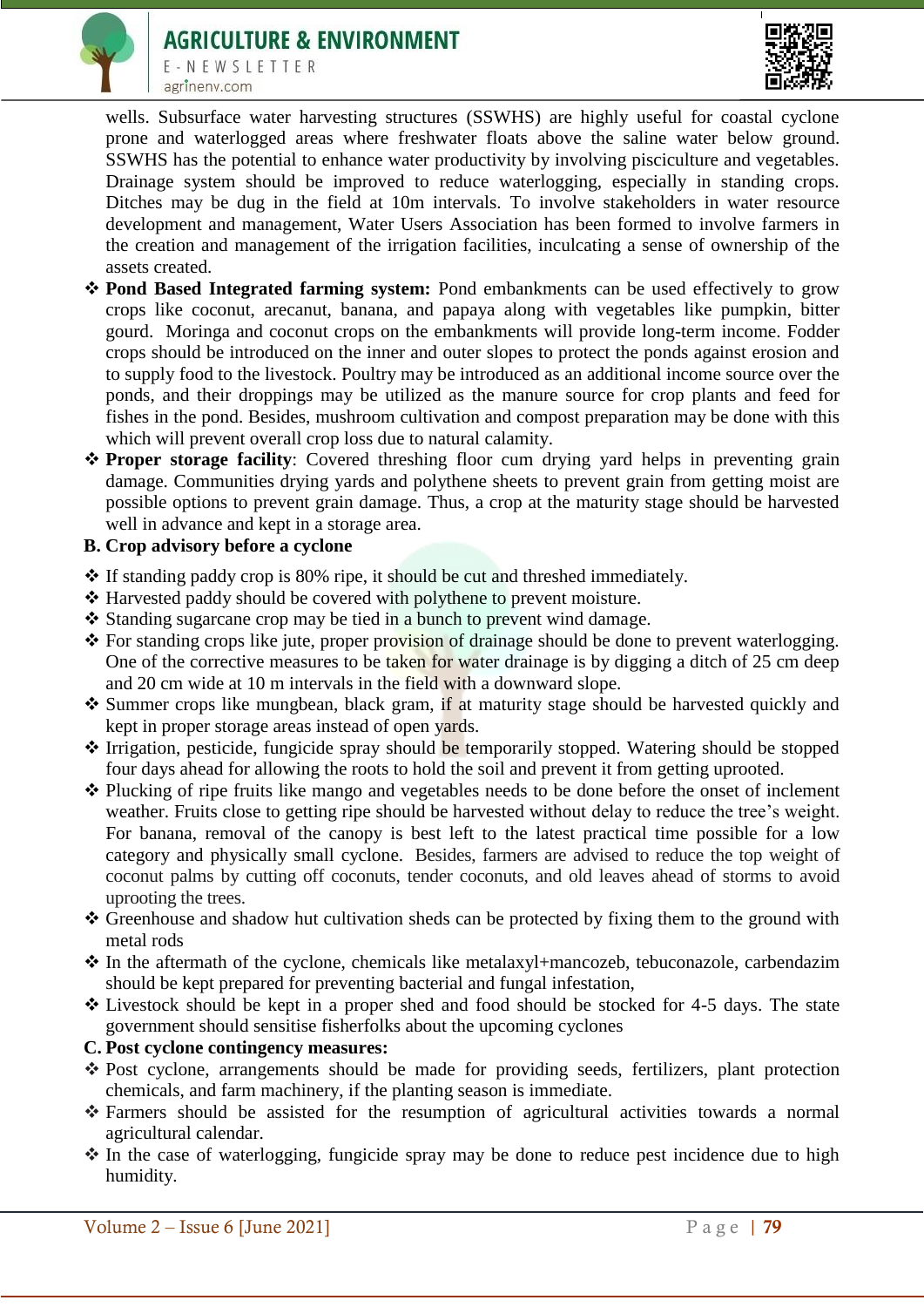wells. Subsurface water harvesting structures (SSWHS) are highly useful for coastal cyclone prone and waterlogged areas where freshwater floats above the saline water below ground. SSWHS has the potential to enhance water productivity by involving pisciculture and vegetables. Drainage system should be improved to reduce waterlogging, especially in standing crops. Ditches may be dug in the field at 10m intervals. To involve stakeholders in water resource development and management, Water Users Association has been formed to involve farmers in the creation and management of the irrigation facilities, inculcating a sense of ownership of the assets created.

- **Pond Based Integrated farming system:** Pond embankments can be used effectively to grow crops like coconut, arecanut, banana, and papaya along with vegetables like pumpkin, bitter gourd. Moringa and coconut crops on the embankments will provide long-term income. Fodder crops should be introduced on the inner and outer slopes to protect the ponds against erosion and to supply food to the livestock. Poultry may be introduced as an additional income source over the ponds, and their droppings may be utilized as the manure source for crop plants and feed for fishes in the pond. Besides, mushroom cultivation and compost preparation may be done with this which will prevent overall crop loss due to natural calamity.
- **Proper storage facility**: Covered threshing floor cum drying yard helps in preventing grain damage. Communities drying yards and polythene sheets to prevent grain from getting moist are possible options to prevent grain damage. Thus, a crop at the maturity stage should be harvested well in advance and kept in a storage area.

**B. Crop advisory before a cyclone**

- If standing paddy crop is 80% ripe, it should be cut and threshed immediately.
- Harvested paddy should be covered with polythene to prevent moisture.
- Standing sugarcane crop may be tied in a bunch to prevent wind damage.
- For standing crops like jute, proper provision of drainage should be done to prevent waterlogging. One of the corrective measures to be taken for water drainage is by digging a ditch of 25 cm deep and 20 cm wide at 10 m intervals in the field with a downward slope.
- Summer crops like mungbean, black gram, if at maturity stage should be harvested quickly and kept in proper storage areas instead of open yards.
- Irrigation, pesticide, fungicide spray should be temporarily stopped. Watering should be stopped four days ahead for allowing the roots to hold the soil and prevent it from getting uprooted.
- Plucking of ripe fruits like mango and vegetables needs to be done before the onset of inclement weather. Fruits close to getting ripe should be harvested without delay to reduce the tree's weight. For banana, removal of the canopy is best left to the latest practical time possible for a low category and physically small cyclone. Besides, farmers are advised to reduce the top weight of coconut palms by cutting off coconuts, tender coconuts, and old leaves ahead of storms to avoid uprooting the trees.
- Greenhouse and shadow hut cultivation sheds can be protected by fixing them to the ground with metal rods
- In the aftermath of the cyclone, chemicals like metalaxyl+mancozeb, tebuconazole, carbendazim should be kept prepared for preventing bacterial and fungal infestation,
- Livestock should be kept in a proper shed and food should be stocked for 4-5 days. The state government should sensitise fisherfolks about the upcoming cyclones

**C. Post cyclone contingency measures:**

- Post cyclone, arrangements should be made for providing seeds, fertilizers, plant protection chemicals, and farm machinery, if the planting season is immediate.
- Farmers should be assisted for the resumption of agricultural activities towards a normal agricultural calendar.
- In the case of waterlogging, fungicide spray may be done to reduce pest incidence due to high humidity.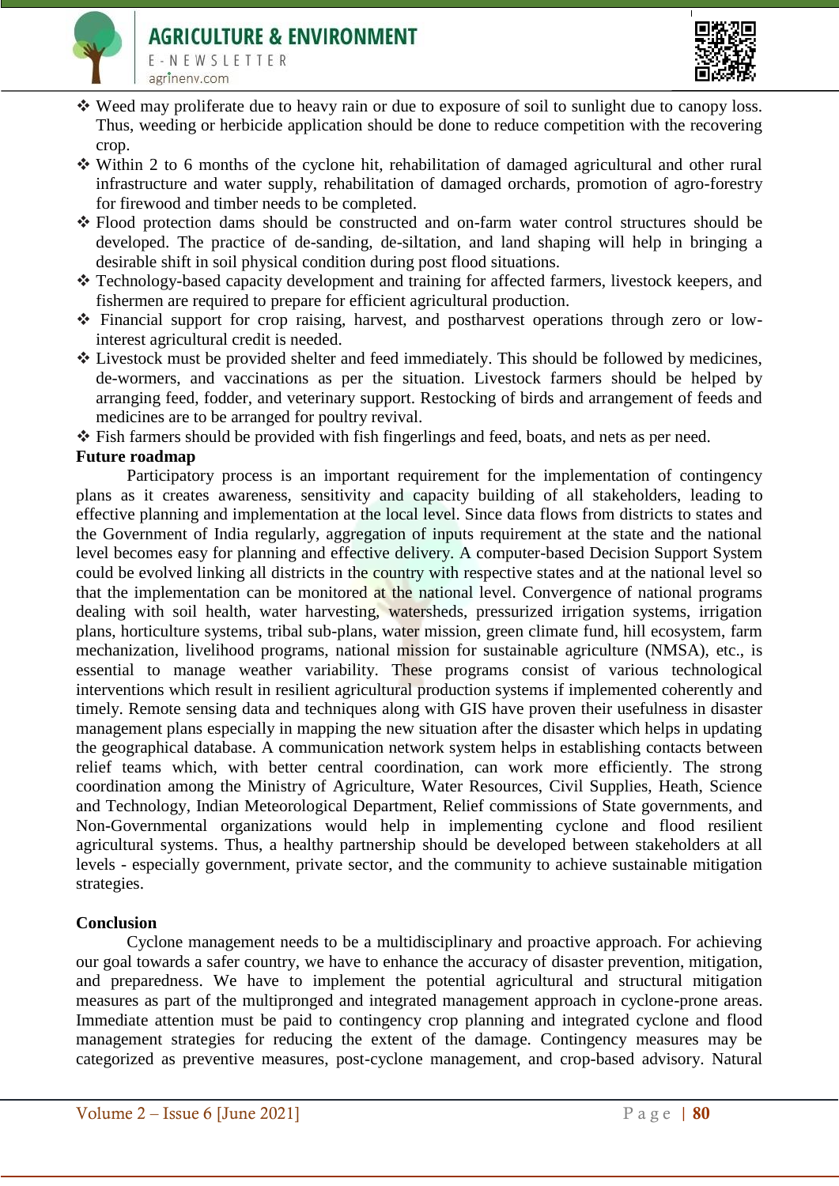- Weed may proliferate due to heavy rain or due to exposure of soil to sunlight due to canopy loss. Thus, weeding or herbicide application should be done to reduce competition with the recovering crop.
- Within 2 to 6 months of the cyclone hit, rehabilitation of damaged agricultural and other rural infrastructure and water supply, rehabilitation of damaged orchards, promotion of agro-forestry for firewood and timber needs to be completed.
- Flood protection dams should be constructed and on-farm water control structures should be developed. The practice of de-sanding, de-siltation, and land shaping will help in bringing a desirable shift in soil physical condition during post flood situations.
- Technology-based capacity development and training for affected farmers, livestock keepers, and fishermen are required to prepare for efficient agricultural production.
- Financial support for crop raising, harvest, and postharvest operations through zero or low-interest agricultural credit is needed.
- Livestock must be provided shelter and feed immediately. This should be followed by medicines, de-wormers, and vaccinations as per the situation. Livestock farmers should be helped by arranging feed, fodder, and veterinary support. Restocking of birds and arrangement of feeds and medicines are to be arranged for poultry revival.
- Fish farmers should be provided with fish fingerlings and feed, boats, and nets as per need.

**Future roadmap**

Participatory process is an important requirement for the implementation of contingency plans as it creates awareness, sensitivity and capacity building of all stakeholders, leading to effective planning and implementation at the local level. Since data flows from districts to states and the Government of India regularly, aggregation of inputs requirement at the state and the national level becomes easy for planning and effective delivery. A computer-based Decision Support System could be evolved linking all districts in the country with respective states and at the national level so that the implementation can be monitored at the national level. Convergence of national programs dealing with soil health, water harvesting, watersheds, pressurized irrigation systems, irrigation plans, horticulture systems, tribal sub-plans, water mission, green climate fund, hill ecosystem, farm mechanization, livelihood programs, national mission for sustainable agriculture (NMSA), etc., is essential to manage weather variability. These programs consist of various technological interventions which result in resilient agricultural production systems if implemented coherently and timely. Remote sensing data and techniques along with GIS have proven their usefulness in disaster management plans especially in mapping the new situation after the disaster which helps in updating the geographical database. A communication network system helps in establishing contacts between relief teams which, with better central coordination, can work more efficiently. The strong coordination among the Ministry of Agriculture, Water Resources, Civil Supplies, Heath, Science and Technology, Indian Meteorological Department, Relief commissions of State governments, and Non-Governmental organizations would help in implementing cyclone and flood resilient agricultural systems. Thus, a healthy partnership should be developed between stakeholders at all levels - especially government, private sector, and the community to achieve sustainable mitigation strategies.

**Conclusion**

Cyclone management needs to be a multidisciplinary and proactive approach. For achieving our goal towards a safer country, we have to enhance the accuracy of disaster prevention, mitigation, and preparedness. We have to implement the potential agricultural and structural mitigation measures as part of the multipronged and integrated management approach in cyclone-prone areas. Immediate attention must be paid to contingency crop planning and integrated cyclone and flood management strategies for reducing the extent of the damage. Contingency measures may be categorized as preventive measures, post-cyclone management, and crop-based advisory. Natural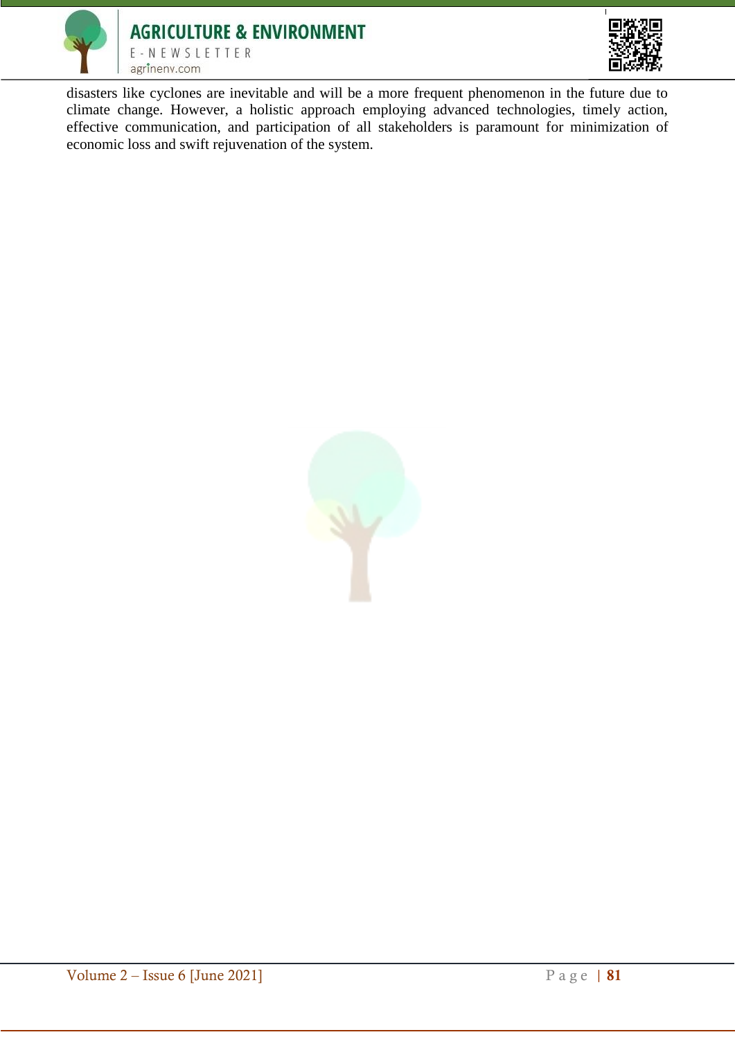disasters like cyclones are inevitable and will be a more frequent phenomenon in the future due to climate change. However, a holistic approach employing advanced technologies, timely action, effective communication, and participation of all stakeholders is paramount for minimization of economic loss and swift rejuvenation of the system.